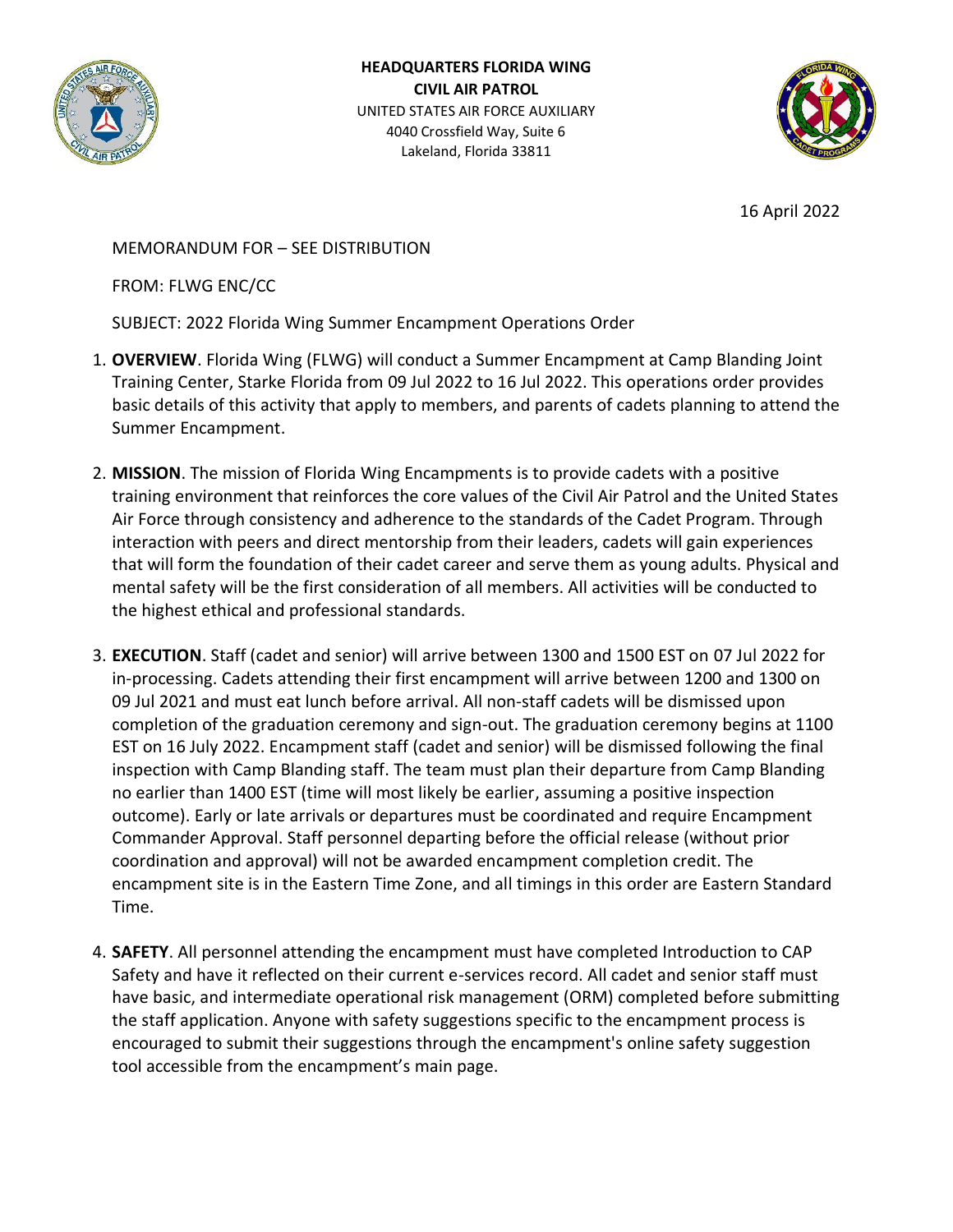**HEADQUARTERS FLORIDA WING**
**CIVIL AIR PATROL**
UNITED STATES AIR FORCE AUXILIARY
4040 Crossfield Way, Suite 6
Lakeland, Florida 33811

16 April 2022

MEMORANDUM FOR – SEE DISTRIBUTION

FROM: FLWG ENC/CC

SUBJECT: 2022 Florida Wing Summer Encampment Operations Order

1. **OVERVIEW**. Florida Wing (FLWG) will conduct a Summer Encampment at Camp Blanding Joint Training Center, Starke Florida from 09 Jul 2022 to 16 Jul 2022. This operations order provides basic details of this activity that apply to members, and parents of cadets planning to attend the Summer Encampment.

2. **MISSION**. The mission of Florida Wing Encampments is to provide cadets with a positive training environment that reinforces the core values of the Civil Air Patrol and the United States Air Force through consistency and adherence to the standards of the Cadet Program. Through interaction with peers and direct mentorship from their leaders, cadets will gain experiences that will form the foundation of their cadet career and serve them as young adults. Physical and mental safety will be the first consideration of all members. All activities will be conducted to the highest ethical and professional standards.

3. **EXECUTION**. Staff (cadet and senior) will arrive between 1300 and 1500 EST on 07 Jul 2022 for in-processing. Cadets attending their first encampment will arrive between 1200 and 1300 on 09 Jul 2021 and must eat lunch before arrival. All non-staff cadets will be dismissed upon completion of the graduation ceremony and sign-out. The graduation ceremony begins at 1100 EST on 16 July 2022. Encampment staff (cadet and senior) will be dismissed following the final inspection with Camp Blanding staff. The team must plan their departure from Camp Blanding no earlier than 1400 EST (time will most likely be earlier, assuming a positive inspection outcome). Early or late arrivals or departures must be coordinated and require Encampment Commander Approval. Staff personnel departing before the official release (without prior coordination and approval) will not be awarded encampment completion credit. The encampment site is in the Eastern Time Zone, and all timings in this order are Eastern Standard Time.

4. **SAFETY**. All personnel attending the encampment must have completed Introduction to CAP Safety and have it reflected on their current e-services record. All cadet and senior staff must have basic, and intermediate operational risk management (ORM) completed before submitting the staff application. Anyone with safety suggestions specific to the encampment process is encouraged to submit their suggestions through the encampment's online safety suggestion tool accessible from the encampment's main page.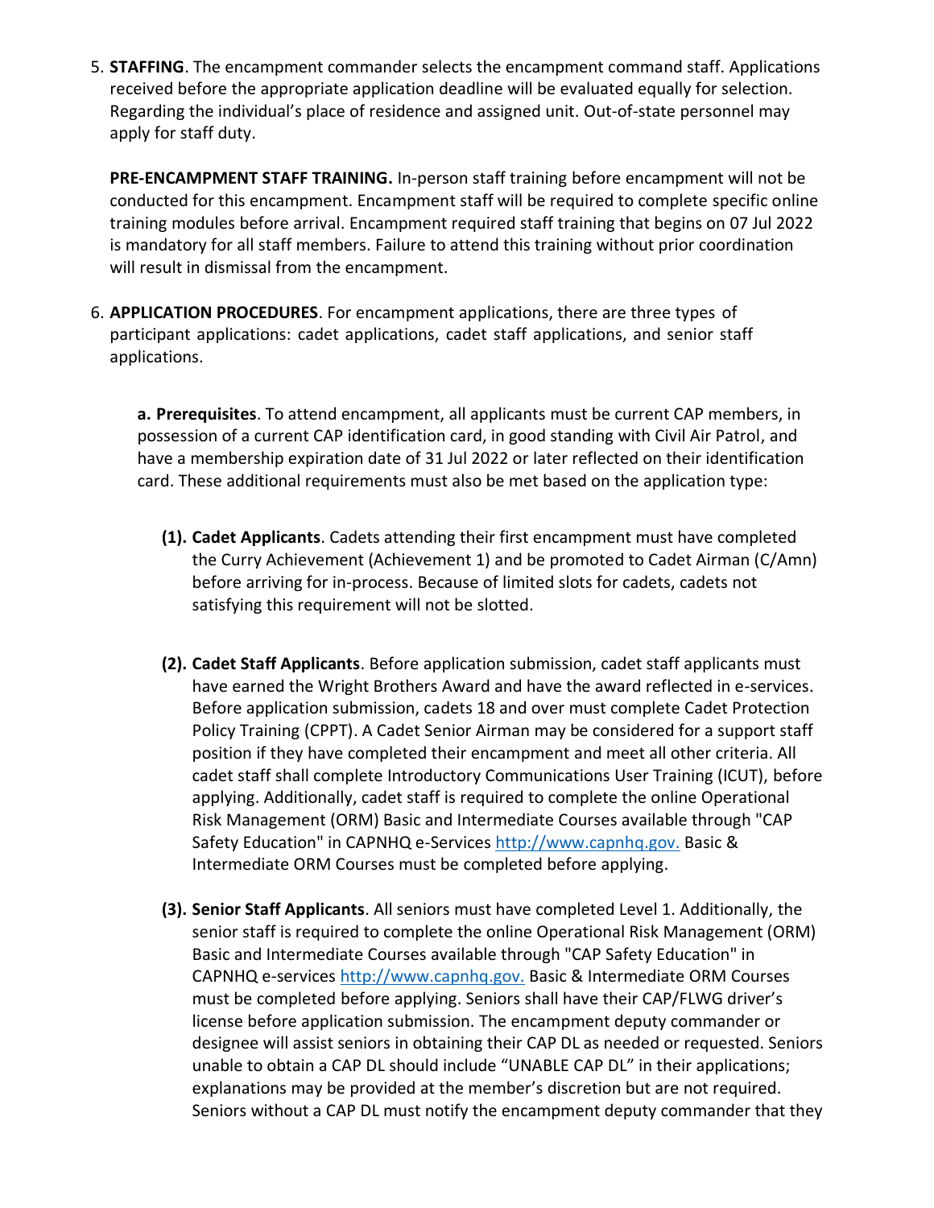5. **STAFFING**. The encampment commander selects the encampment command staff. Applications received before the appropriate application deadline will be evaluated equally for selection. Regarding the individual's place of residence and assigned unit. Out-of-state personnel may apply for staff duty.

   **PRE-ENCAMPMENT STAFF TRAINING.** In-person staff training before encampment will not be conducted for this encampment. Encampment staff will be required to complete specific online training modules before arrival. Encampment required staff training that begins on 07 Jul 2022 is mandatory for all staff members. Failure to attend this training without prior coordination will result in dismissal from the encampment.

6. **APPLICATION PROCEDURES**. For encampment applications, there are three types of participant applications: cadet applications, cadet staff applications, and senior staff applications.

   **a. Prerequisites**. To attend encampment, all applicants must be current CAP members, in possession of a current CAP identification card, in good standing with Civil Air Patrol, and have a membership expiration date of 31 Jul 2022 or later reflected on their identification card. These additional requirements must also be met based on the application type:

   **(1). Cadet Applicants**. Cadets attending their first encampment must have completed the Curry Achievement (Achievement 1) and be promoted to Cadet Airman (C/Amn) before arriving for in-process. Because of limited slots for cadets, cadets not satisfying this requirement will not be slotted.

   **(2). Cadet Staff Applicants**. Before application submission, cadet staff applicants must have earned the Wright Brothers Award and have the award reflected in e-services. Before application submission, cadets 18 and over must complete Cadet Protection Policy Training (CPPT). A Cadet Senior Airman may be considered for a support staff position if they have completed their encampment and meet all other criteria. All cadet staff shall complete Introductory Communications User Training (ICUT), before applying. Additionally, cadet staff is required to complete the online Operational Risk Management (ORM) Basic and Intermediate Courses available through "CAP Safety Education" in CAPNHQ e-Services http://www.capnhq.gov. Basic & Intermediate ORM Courses must be completed before applying.

   **(3). Senior Staff Applicants**. All seniors must have completed Level 1. Additionally, the senior staff is required to complete the online Operational Risk Management (ORM) Basic and Intermediate Courses available through "CAP Safety Education" in CAPNHQ e-services http://www.capnhq.gov. Basic & Intermediate ORM Courses must be completed before applying. Seniors shall have their CAP/FLWG driver's license before application submission. The encampment deputy commander or designee will assist seniors in obtaining their CAP DL as needed or requested. Seniors unable to obtain a CAP DL should include "UNABLE CAP DL" in their applications; explanations may be provided at the member's discretion but are not required. Seniors without a CAP DL must notify the encampment deputy commander that they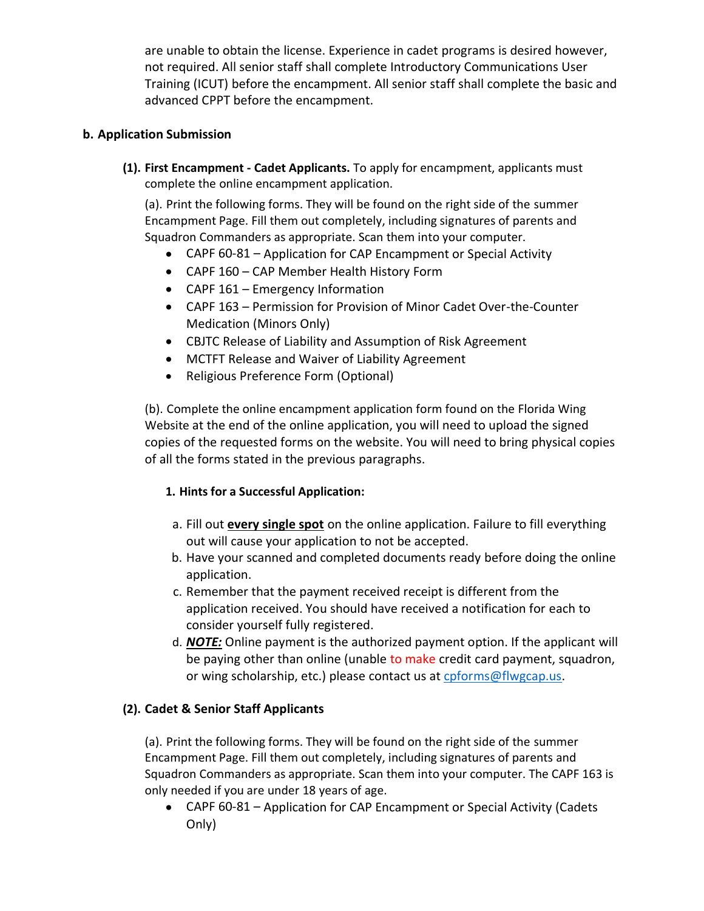are unable to obtain the license. Experience in cadet programs is desired however, not required. All senior staff shall complete Introductory Communications User Training (ICUT) before the encampment. All senior staff shall complete the basic and advanced CPPT before the encampment.

**b. Application Submission**

**(1). First Encampment - Cadet Applicants.** To apply for encampment, applicants must complete the online encampment application.

(a). Print the following forms. They will be found on the right side of the summer Encampment Page. Fill them out completely, including signatures of parents and Squadron Commanders as appropriate. Scan them into your computer.

- CAPF 60-81 – Application for CAP Encampment or Special Activity
- CAPF 160 – CAP Member Health History Form
- CAPF 161 – Emergency Information
- CAPF 163 – Permission for Provision of Minor Cadet Over-the-Counter Medication (Minors Only)
- CBJTC Release of Liability and Assumption of Risk Agreement
- MCTFT Release and Waiver of Liability Agreement
- Religious Preference Form (Optional)

(b). Complete the online encampment application form found on the Florida Wing Website at the end of the online application, you will need to upload the signed copies of the requested forms on the website. You will need to bring physical copies of all the forms stated in the previous paragraphs.

**1. Hints for a Successful Application:**

a. Fill out **every single spot** on the online application. Failure to fill everything out will cause your application to not be accepted.

b. Have your scanned and completed documents ready before doing the online application.

c. Remember that the payment received receipt is different from the application received. You should have received a notification for each to consider yourself fully registered.

d. ***NOTE:*** Online payment is the authorized payment option. If the applicant will be paying other than online (unable to make credit card payment, squadron, or wing scholarship, etc.) please contact us at cpforms@flwgcap.us.

**(2). Cadet & Senior Staff Applicants**

(a). Print the following forms. They will be found on the right side of the summer Encampment Page. Fill them out completely, including signatures of parents and Squadron Commanders as appropriate. Scan them into your computer. The CAPF 163 is only needed if you are under 18 years of age.

- CAPF 60-81 – Application for CAP Encampment or Special Activity (Cadets Only)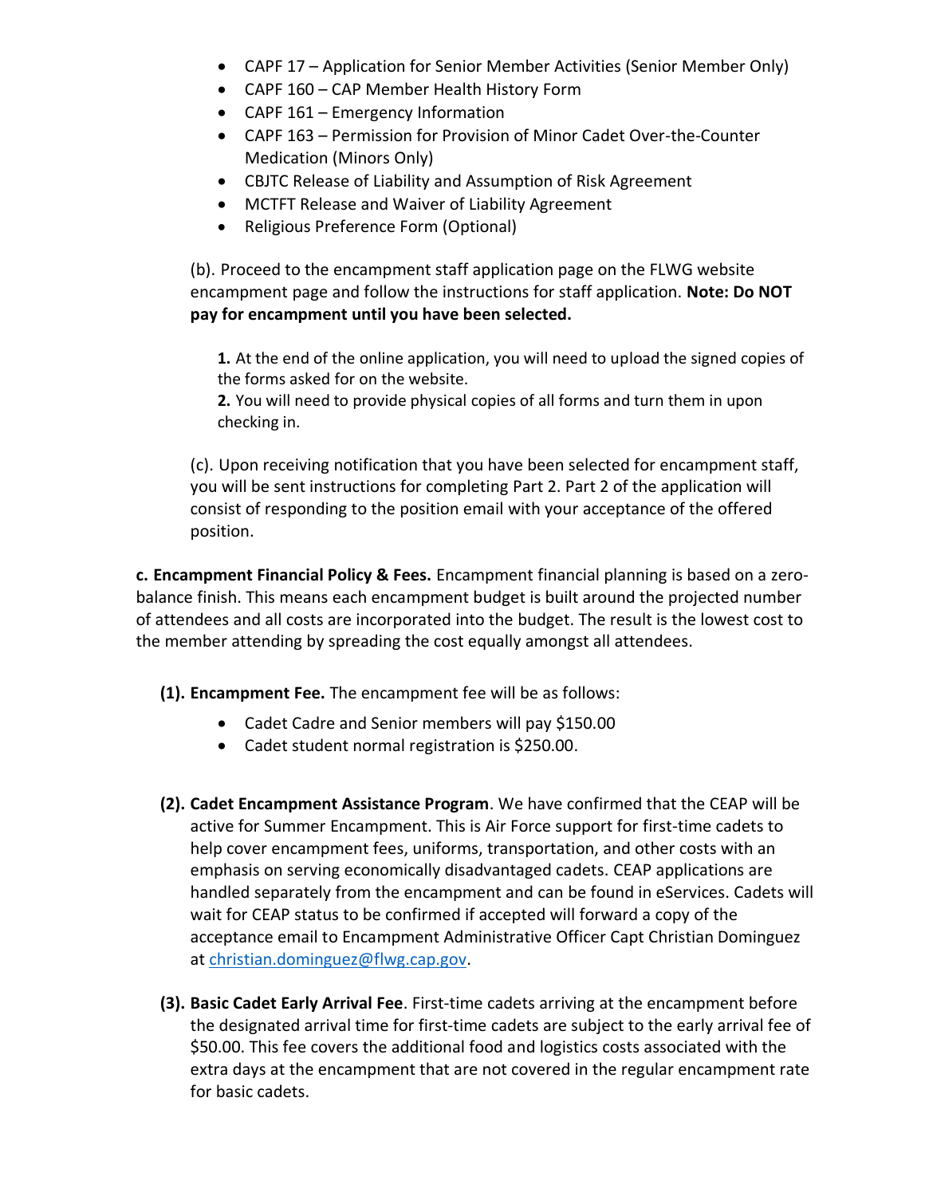- CAPF 17 – Application for Senior Member Activities (Senior Member Only)
- CAPF 160 – CAP Member Health History Form
- CAPF 161 – Emergency Information
- CAPF 163 – Permission for Provision of Minor Cadet Over-the-Counter Medication (Minors Only)
- CBJTC Release of Liability and Assumption of Risk Agreement
- MCTFT Release and Waiver of Liability Agreement
- Religious Preference Form (Optional)

(b). Proceed to the encampment staff application page on the FLWG website encampment page and follow the instructions for staff application. **Note: Do NOT pay for encampment until you have been selected.**

**1.** At the end of the online application, you will need to upload the signed copies of the forms asked for on the website.
**2.** You will need to provide physical copies of all forms and turn them in upon checking in.

(c). Upon receiving notification that you have been selected for encampment staff, you will be sent instructions for completing Part 2. Part 2 of the application will consist of responding to the position email with your acceptance of the offered position.

**c. Encampment Financial Policy & Fees.** Encampment financial planning is based on a zero-balance finish. This means each encampment budget is built around the projected number of attendees and all costs are incorporated into the budget. The result is the lowest cost to the member attending by spreading the cost equally amongst all attendees.

**(1). Encampment Fee.** The encampment fee will be as follows:

- Cadet Cadre and Senior members will pay $150.00
- Cadet student normal registration is $250.00.

**(2). Cadet Encampment Assistance Program**. We have confirmed that the CEAP will be active for Summer Encampment. This is Air Force support for first-time cadets to help cover encampment fees, uniforms, transportation, and other costs with an emphasis on serving economically disadvantaged cadets. CEAP applications are handled separately from the encampment and can be found in eServices. Cadets will wait for CEAP status to be confirmed if accepted will forward a copy of the acceptance email to Encampment Administrative Officer Capt Christian Dominguez at christian.dominguez@flwg.cap.gov.

**(3). Basic Cadet Early Arrival Fee**. First-time cadets arriving at the encampment before the designated arrival time for first-time cadets are subject to the early arrival fee of $50.00. This fee covers the additional food and logistics costs associated with the extra days at the encampment that are not covered in the regular encampment rate for basic cadets.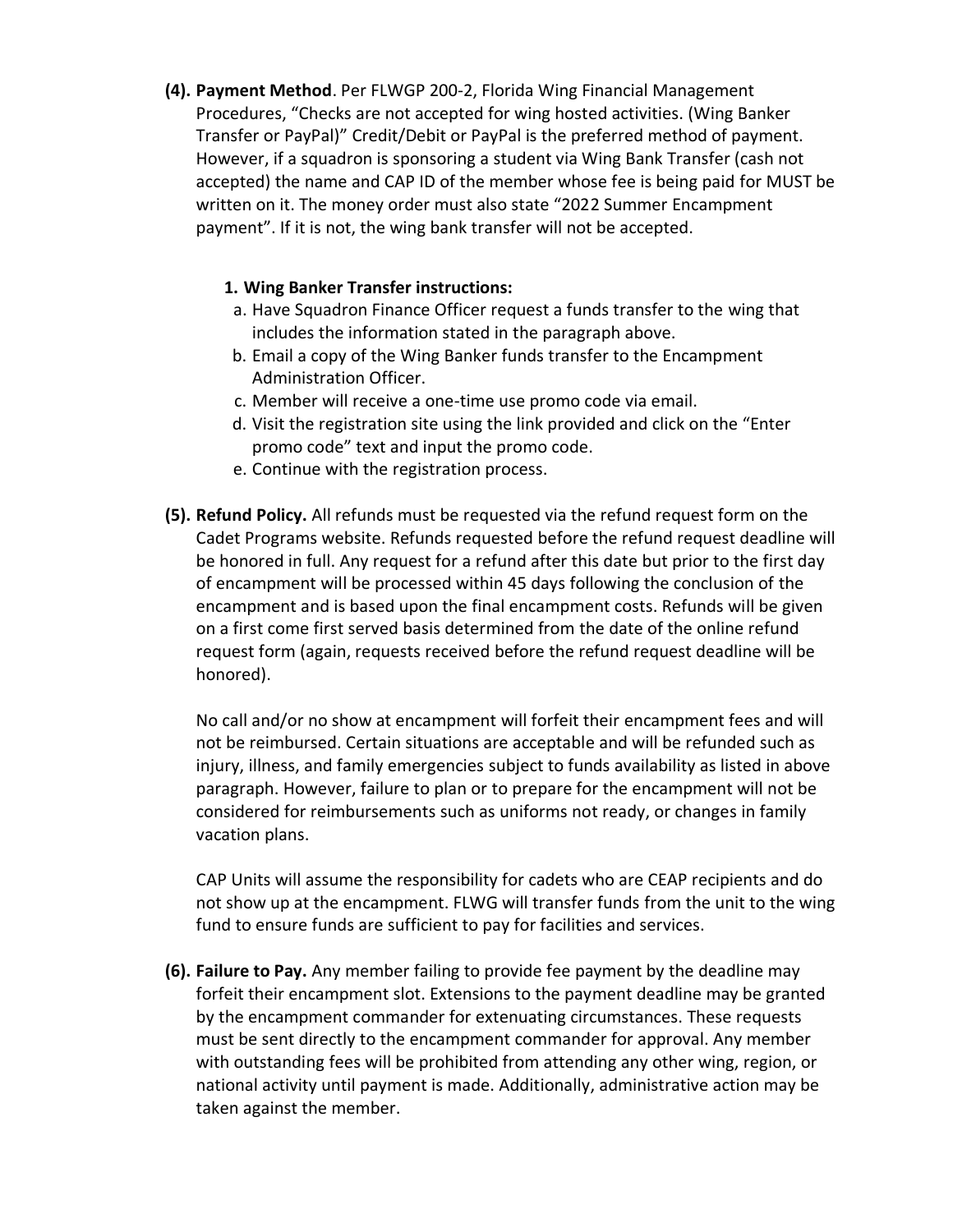**(4). Payment Method**. Per FLWGP 200-2, Florida Wing Financial Management Procedures, "Checks are not accepted for wing hosted activities. (Wing Banker Transfer or PayPal)" Credit/Debit or PayPal is the preferred method of payment. However, if a squadron is sponsoring a student via Wing Bank Transfer (cash not accepted) the name and CAP ID of the member whose fee is being paid for MUST be written on it. The money order must also state "2022 Summer Encampment payment". If it is not, the wing bank transfer will not be accepted.

1. **Wing Banker Transfer instructions:**
   a. Have Squadron Finance Officer request a funds transfer to the wing that includes the information stated in the paragraph above.
   b. Email a copy of the Wing Banker funds transfer to the Encampment Administration Officer.
   c. Member will receive a one-time use promo code via email.
   d. Visit the registration site using the link provided and click on the "Enter promo code" text and input the promo code.
   e. Continue with the registration process.

**(5). Refund Policy.** All refunds must be requested via the refund request form on the Cadet Programs website. Refunds requested before the refund request deadline will be honored in full. Any request for a refund after this date but prior to the first day of encampment will be processed within 45 days following the conclusion of the encampment and is based upon the final encampment costs. Refunds will be given on a first come first served basis determined from the date of the online refund request form (again, requests received before the refund request deadline will be honored).

No call and/or no show at encampment will forfeit their encampment fees and will not be reimbursed. Certain situations are acceptable and will be refunded such as injury, illness, and family emergencies subject to funds availability as listed in above paragraph. However, failure to plan or to prepare for the encampment will not be considered for reimbursements such as uniforms not ready, or changes in family vacation plans.

CAP Units will assume the responsibility for cadets who are CEAP recipients and do not show up at the encampment. FLWG will transfer funds from the unit to the wing fund to ensure funds are sufficient to pay for facilities and services.

**(6). Failure to Pay.** Any member failing to provide fee payment by the deadline may forfeit their encampment slot. Extensions to the payment deadline may be granted by the encampment commander for extenuating circumstances. These requests must be sent directly to the encampment commander for approval. Any member with outstanding fees will be prohibited from attending any other wing, region, or national activity until payment is made. Additionally, administrative action may be taken against the member.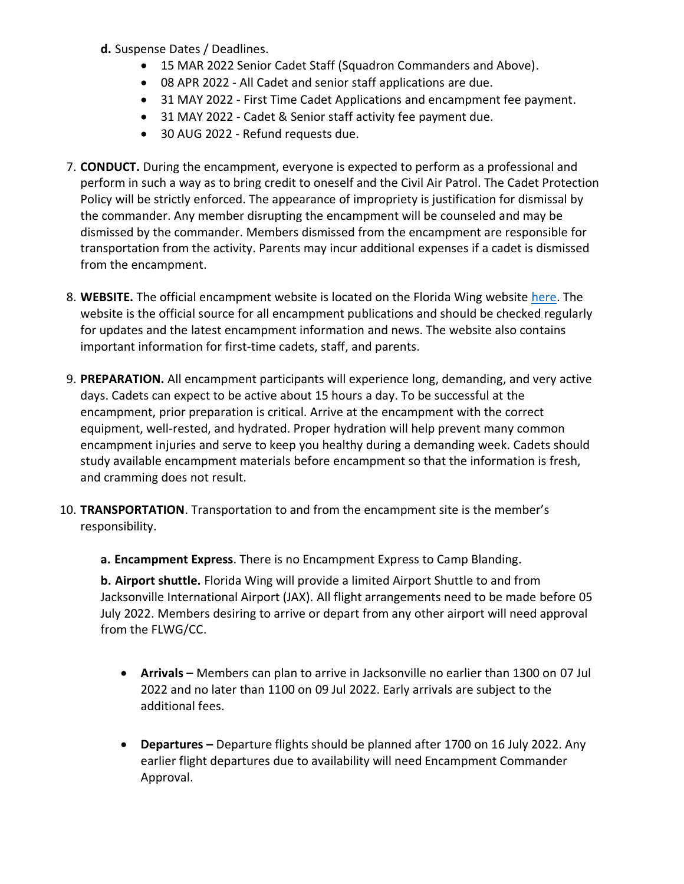**d.** Suspense Dates / Deadlines.

- 15 MAR 2022 Senior Cadet Staff (Squadron Commanders and Above).
- 08 APR 2022 - All Cadet and senior staff applications are due.
- 31 MAY 2022 - First Time Cadet Applications and encampment fee payment.
- 31 MAY 2022 - Cadet & Senior staff activity fee payment due.
- 30 AUG 2022 - Refund requests due.

7. **CONDUCT.** During the encampment, everyone is expected to perform as a professional and perform in such a way as to bring credit to oneself and the Civil Air Patrol. The Cadet Protection Policy will be strictly enforced. The appearance of impropriety is justification for dismissal by the commander. Any member disrupting the encampment will be counseled and may be dismissed by the commander. Members dismissed from the encampment are responsible for transportation from the activity. Parents may incur additional expenses if a cadet is dismissed from the encampment.

8. **WEBSITE.** The official encampment website is located on the Florida Wing website here. The website is the official source for all encampment publications and should be checked regularly for updates and the latest encampment information and news. The website also contains important information for first-time cadets, staff, and parents.

9. **PREPARATION.** All encampment participants will experience long, demanding, and very active days. Cadets can expect to be active about 15 hours a day. To be successful at the encampment, prior preparation is critical. Arrive at the encampment with the correct equipment, well-rested, and hydrated. Proper hydration will help prevent many common encampment injuries and serve to keep you healthy during a demanding week. Cadets should study available encampment materials before encampment so that the information is fresh, and cramming does not result.

10. **TRANSPORTATION**. Transportation to and from the encampment site is the member's responsibility.

    **a. Encampment Express**. There is no Encampment Express to Camp Blanding.

    **b. Airport shuttle.** Florida Wing will provide a limited Airport Shuttle to and from Jacksonville International Airport (JAX). All flight arrangements need to be made before 05 July 2022. Members desiring to arrive or depart from any other airport will need approval from the FLWG/CC.

    - **Arrivals –** Members can plan to arrive in Jacksonville no earlier than 1300 on 07 Jul 2022 and no later than 1100 on 09 Jul 2022. Early arrivals are subject to the additional fees.

    - **Departures –** Departure flights should be planned after 1700 on 16 July 2022. Any earlier flight departures due to availability will need Encampment Commander Approval.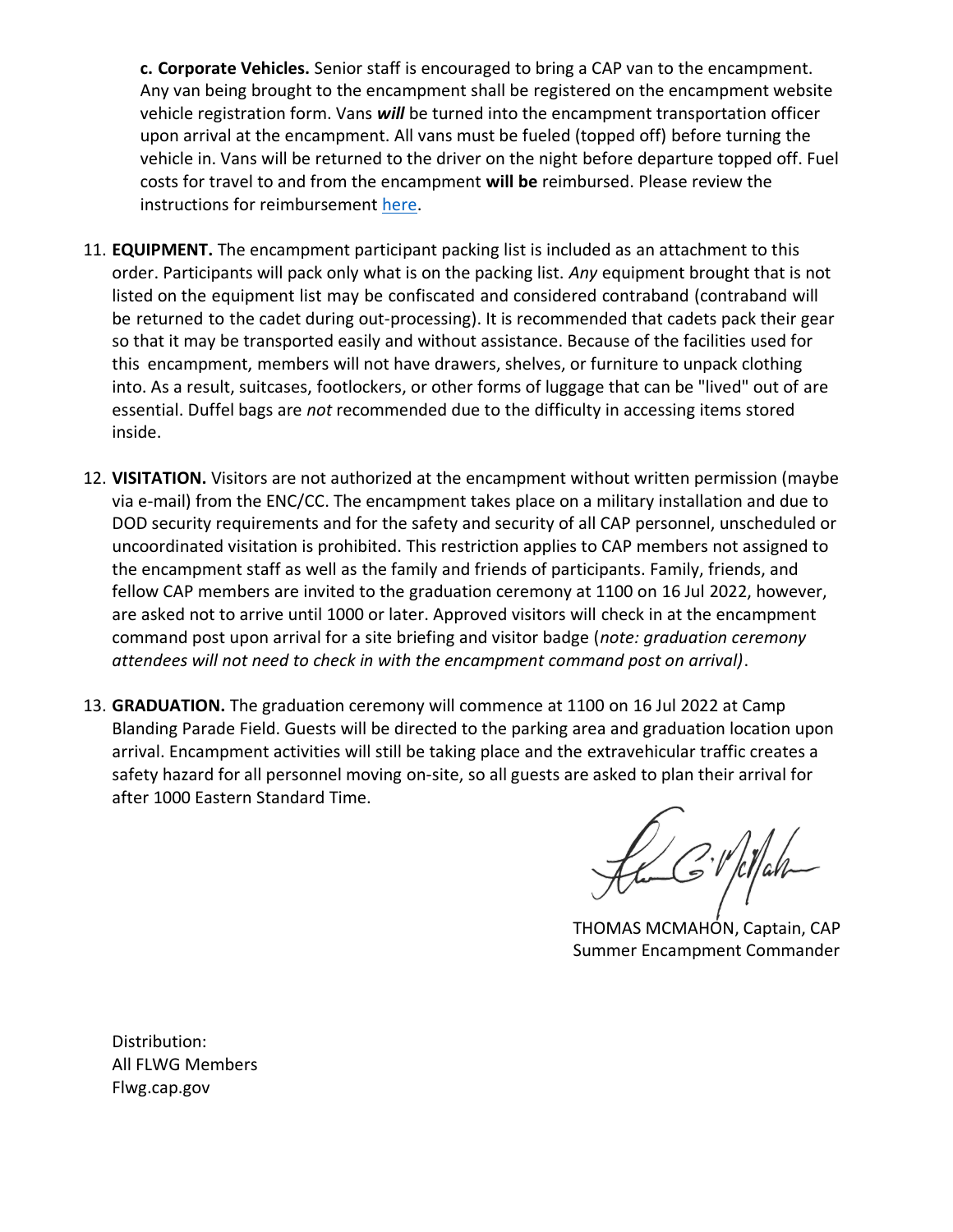**c. Corporate Vehicles.** Senior staff is encouraged to bring a CAP van to the encampment. Any van being brought to the encampment shall be registered on the encampment website vehicle registration form. Vans ***will*** be turned into the encampment transportation officer upon arrival at the encampment. All vans must be fueled (topped off) before turning the vehicle in. Vans will be returned to the driver on the night before departure topped off. Fuel costs for travel to and from the encampment **will be** reimbursed. Please review the instructions for reimbursement here.

11. **EQUIPMENT.** The encampment participant packing list is included as an attachment to this order. Participants will pack only what is on the packing list. *Any* equipment brought that is not listed on the equipment list may be confiscated and considered contraband (contraband will be returned to the cadet during out-processing). It is recommended that cadets pack their gear so that it may be transported easily and without assistance. Because of the facilities used for this encampment, members will not have drawers, shelves, or furniture to unpack clothing into. As a result, suitcases, footlockers, or other forms of luggage that can be "lived" out of are essential. Duffel bags are *not* recommended due to the difficulty in accessing items stored inside.

12. **VISITATION.** Visitors are not authorized at the encampment without written permission (maybe via e-mail) from the ENC/CC. The encampment takes place on a military installation and due to DOD security requirements and for the safety and security of all CAP personnel, unscheduled or uncoordinated visitation is prohibited. This restriction applies to CAP members not assigned to the encampment staff as well as the family and friends of participants. Family, friends, and fellow CAP members are invited to the graduation ceremony at 1100 on 16 Jul 2022, however, are asked not to arrive until 1000 or later. Approved visitors will check in at the encampment command post upon arrival for a site briefing and visitor badge (*note: graduation ceremony attendees will not need to check in with the encampment command post on arrival)*.

13. **GRADUATION.** The graduation ceremony will commence at 1100 on 16 Jul 2022 at Camp Blanding Parade Field. Guests will be directed to the parking area and graduation location upon arrival. Encampment activities will still be taking place and the extravehicular traffic creates a safety hazard for all personnel moving on-site, so all guests are asked to plan their arrival for after 1000 Eastern Standard Time.

THOMAS MCMAHON, Captain, CAP
Summer Encampment Commander

Distribution:
All FLWG Members
Flwg.cap.gov